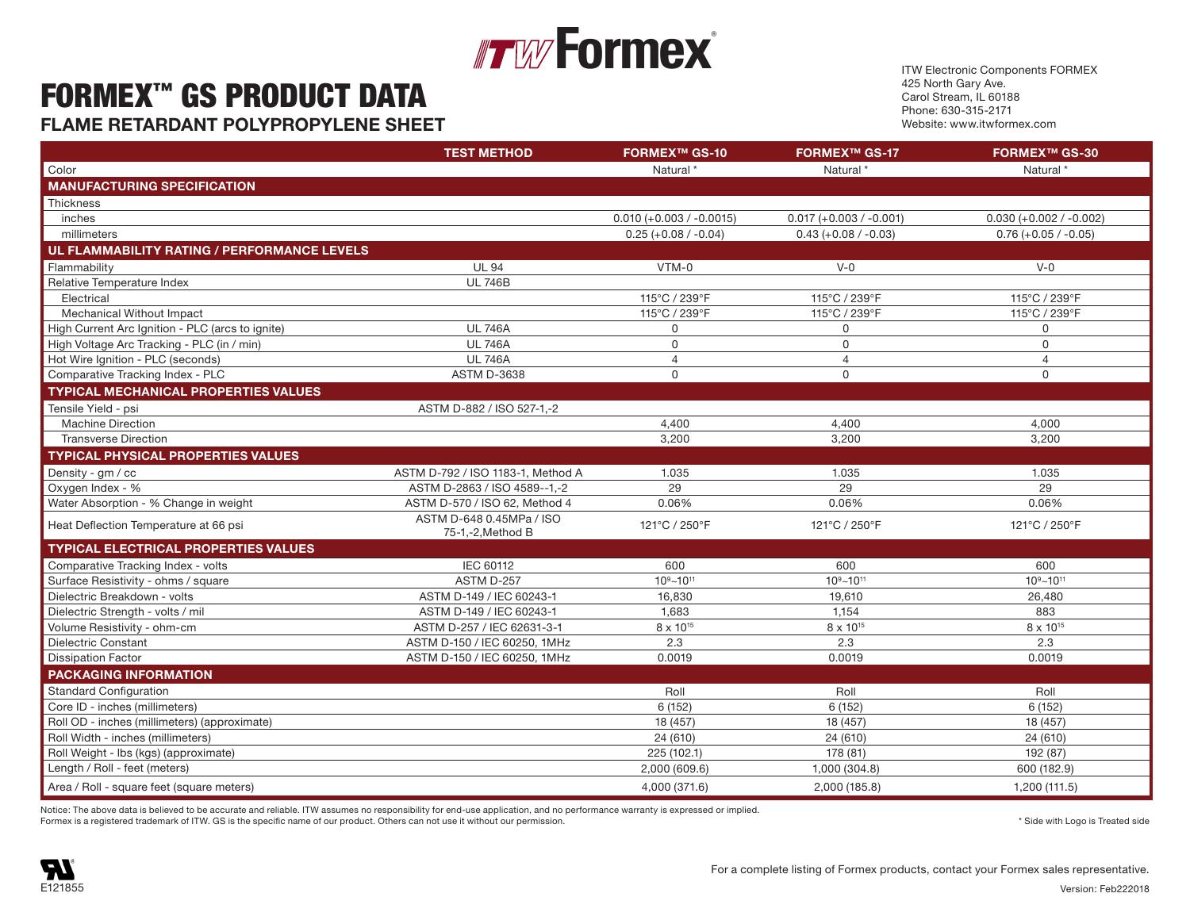ITW Formex®

# FORMEX™ GS PRODUCT DATA

## FLAME RETARDANT POLYPROPYLENE SHEET

ITW Electronic Components FORMEX
425 North Gary Ave.
Carol Stream, IL 60188
Phone: 630-315-2171
Website: www.itwformex.com

| | TEST METHOD | FORMEX™ GS-10 | FORMEX™ GS-17 | FORMEX™ GS-30 |
|---|---|---|---|---|
| Color | | Natural * | Natural * | Natural * |
| **MANUFACTURING SPECIFICATION** | | | | |
| Thickness | | | | |
| inches | | 0.010 (+0.003 / -0.0015) | 0.017 (+0.003 / -0.001) | 0.030 (+0.002 / -0.002) |
| millimeters | | 0.25 (+0.08 / -0.04) | 0.43 (+0.08 / -0.03) | 0.76 (+0.05 / -0.05) |
| **UL FLAMMABILITY RATING / PERFORMANCE LEVELS** | | | | |
| Flammability | UL 94 | VTM-0 | V-0 | V-0 |
| Relative Temperature Index | UL 746B | | | |
| Electrical | | 115°C / 239°F | 115°C / 239°F | 115°C / 239°F |
| Mechanical Without Impact | | 115°C / 239°F | 115°C / 239°F | 115°C / 239°F |
| High Current Arc Ignition - PLC (arcs to ignite) | UL 746A | 0 | 0 | 0 |
| High Voltage Arc Tracking - PLC (in / min) | UL 746A | 0 | 0 | 0 |
| Hot Wire Ignition - PLC (seconds) | UL 746A | 4 | 4 | 4 |
| Comparative Tracking Index - PLC | ASTM D-3638 | 0 | 0 | 0 |
| **TYPICAL MECHANICAL PROPERTIES VALUES** | | | | |
| Tensile Yield - psi | ASTM D-882 / ISO 527-1,-2 | | | |
| Machine Direction | | 4,400 | 4,400 | 4,000 |
| Transverse Direction | | 3,200 | 3,200 | 3,200 |
| **TYPICAL PHYSICAL PROPERTIES VALUES** | | | | |
| Density - gm / cc | ASTM D-792 / ISO 1183-1, Method A | 1.035 | 1.035 | 1.035 |
| Oxygen Index - % | ASTM D-2863 / ISO 4589--1,-2 | 29 | 29 | 29 |
| Water Absorption - % Change in weight | ASTM D-570 / ISO 62, Method 4 | 0.06% | 0.06% | 0.06% |
| Heat Deflection Temperature at 66 psi | ASTM D-648 0.45MPa / ISO 75-1,-2,Method B | 121°C / 250°F | 121°C / 250°F | 121°C / 250°F |
| **TYPICAL ELECTRICAL PROPERTIES VALUES** | | | | |
| Comparative Tracking Index - volts | IEC 60112 | 600 | 600 | 600 |
| Surface Resistivity - ohms / square | ASTM D-257 | $10^9$~$10^{11}$ | $10^9$~$10^{11}$ | $10^9$~$10^{11}$ |
| Dielectric Breakdown - volts | ASTM D-149 / IEC 60243-1 | 16,830 | 19,610 | 26,480 |
| Dielectric Strength - volts / mil | ASTM D-149 / IEC 60243-1 | 1,683 | 1,154 | 883 |
| Volume Resistivity - ohm-cm | ASTM D-257 / IEC 62631-3-1 | 8 x $10^{15}$ | 8 x $10^{15}$ | 8 x $10^{15}$ |
| Dielectric Constant | ASTM D-150 / IEC 60250, 1MHz | 2.3 | 2.3 | 2.3 |
| Dissipation Factor | ASTM D-150 / IEC 60250, 1MHz | 0.0019 | 0.0019 | 0.0019 |
| **PACKAGING INFORMATION** | | | | |
| Standard Configuration | | Roll | Roll | Roll |
| Core ID - inches (millimeters) | | 6 (152) | 6 (152) | 6 (152) |
| Roll OD - inches (millimeters) (approximate) | | 18 (457) | 18 (457) | 18 (457) |
| Roll Width - inches (millimeters) | | 24 (610) | 24 (610) | 24 (610) |
| Roll Weight - lbs (kgs) (approximate) | | 225 (102.1) | 178 (81) | 192 (87) |
| Length / Roll - feet (meters) | | 2,000 (609.6) | 1,000 (304.8) | 600 (182.9) |
| Area / Roll - square feet (square meters) | | 4,000 (371.6) | 2,000 (185.8) | 1,200 (111.5) |

Notice: The above data is believed to be accurate and reliable. ITW assumes no responsibility for end-use application, and no performance warranty is expressed or implied.
Formex is a registered trademark of ITW. GS is the specific name of our product. Others can not use it without our permission.

\* Side with Logo is Treated side

E121855

For a complete listing of Formex products, contact your Formex sales representative.

Version: Feb222018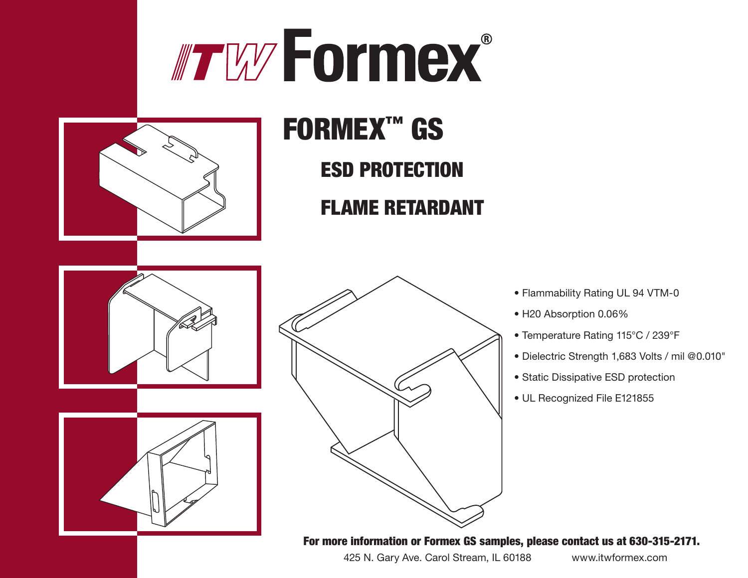# ITW Formex®

## FORMEX™ GS

### ESD PROTECTION

### FLAME RETARDANT

- Flammability Rating UL 94 VTM-0
- H20 Absorption 0.06%
- Temperature Rating 115°C / 239°F
- Dielectric Strength 1,683 Volts / mil @0.010"
- Static Dissipative ESD protection
- UL Recognized File E121855

**For more information or Formex GS samples, please contact us at 630-315-2171.**

425 N. Gary Ave. Carol Stream, IL 60188 www.itwformex.com